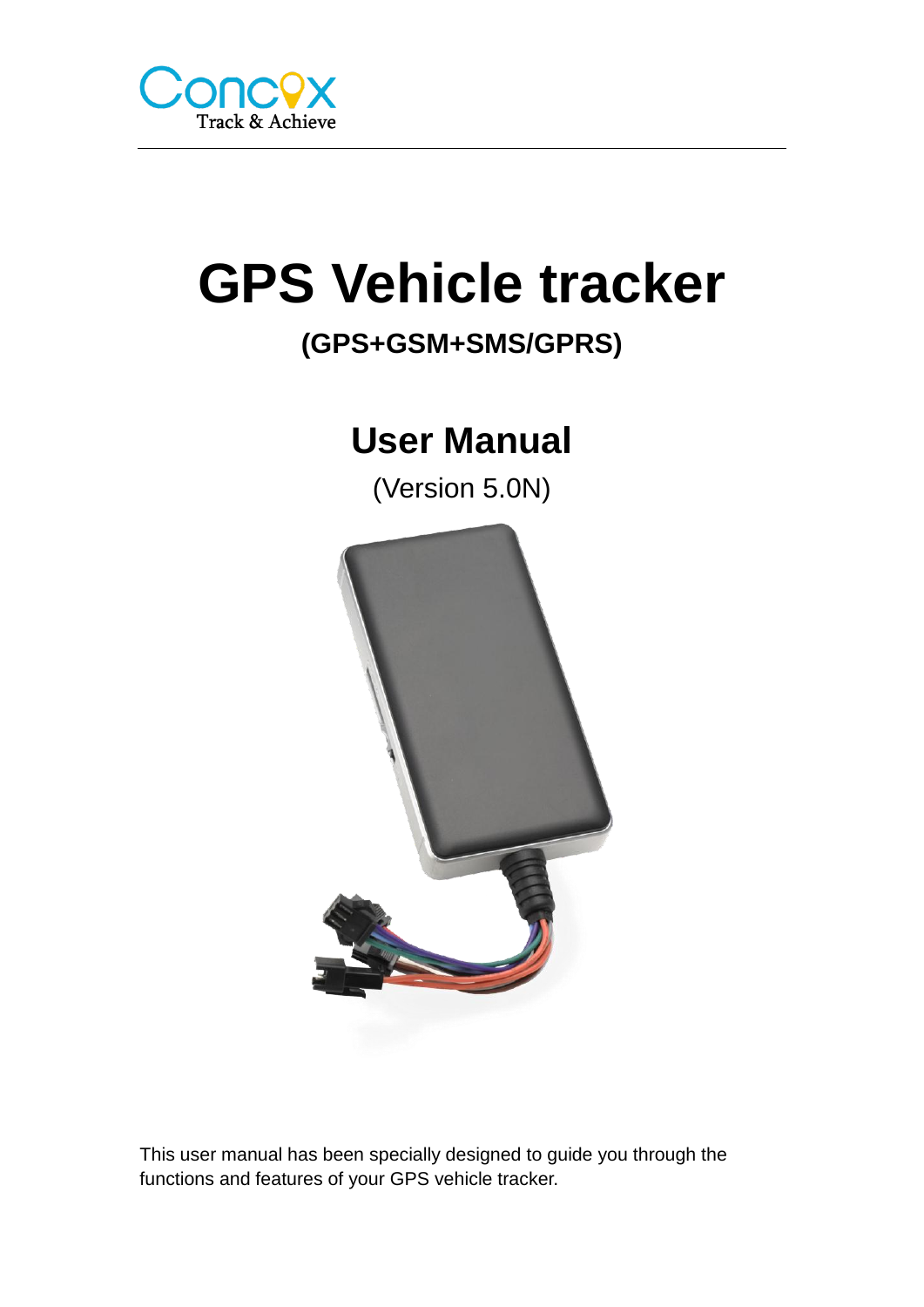Concox
Track & Achieve

# GPS Vehicle tracker

## (GPS+GSM+SMS/GPRS)

## User Manual

(Version 5.0N)

This user manual has been specially designed to guide you through the functions and features of your GPS vehicle tracker.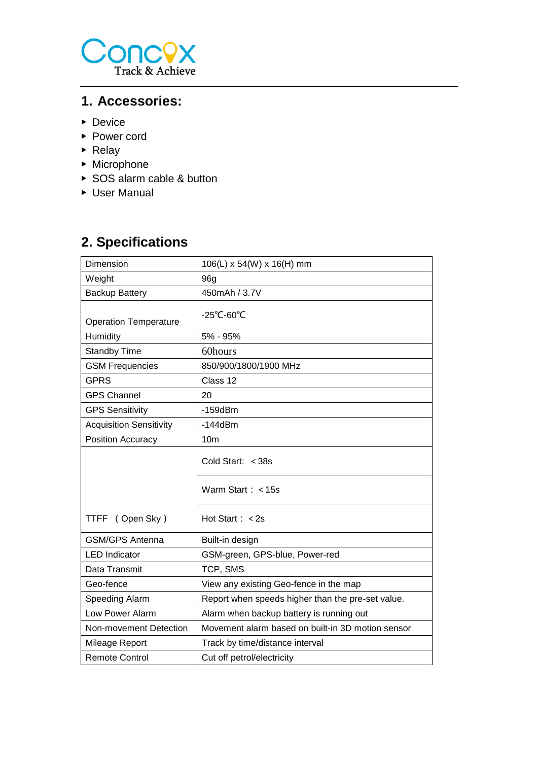## 1. Accessories:

- Device
- Power cord
- Relay
- Microphone
- SOS alarm cable & button
- User Manual

## 2. Specifications

| Dimension | 106(L) x 54(W) x 16(H) mm |
|---|---|
| Weight | 96g |
| Backup Battery | 450mAh / 3.7V |
| Operation Temperature | -25℃-60℃ |
| Humidity | 5% - 95% |
| Standby Time | 60hours |
| GSM Frequencies | 850/900/1800/1900 MHz |
| GPRS | Class 12 |
| GPS Channel | 20 |
| GPS Sensitivity | -159dBm |
| Acquisition Sensitivity | -144dBm |
| Position Accuracy | 10m |
| TTFF （Open Sky） | Cold Start: ＜38s |
| | Warm Start：＜15s |
| | Hot Start：＜2s |
| GSM/GPS Antenna | Built-in design |
| LED Indicator | GSM-green, GPS-blue, Power-red |
| Data Transmit | TCP, SMS |
| Geo-fence | View any existing Geo-fence in the map |
| Speeding Alarm | Report when speeds higher than the pre-set value. |
| Low Power Alarm | Alarm when backup battery is running out |
| Non-movement Detection | Movement alarm based on built-in 3D motion sensor |
| Mileage Report | Track by time/distance interval |
| Remote Control | Cut off petrol/electricity |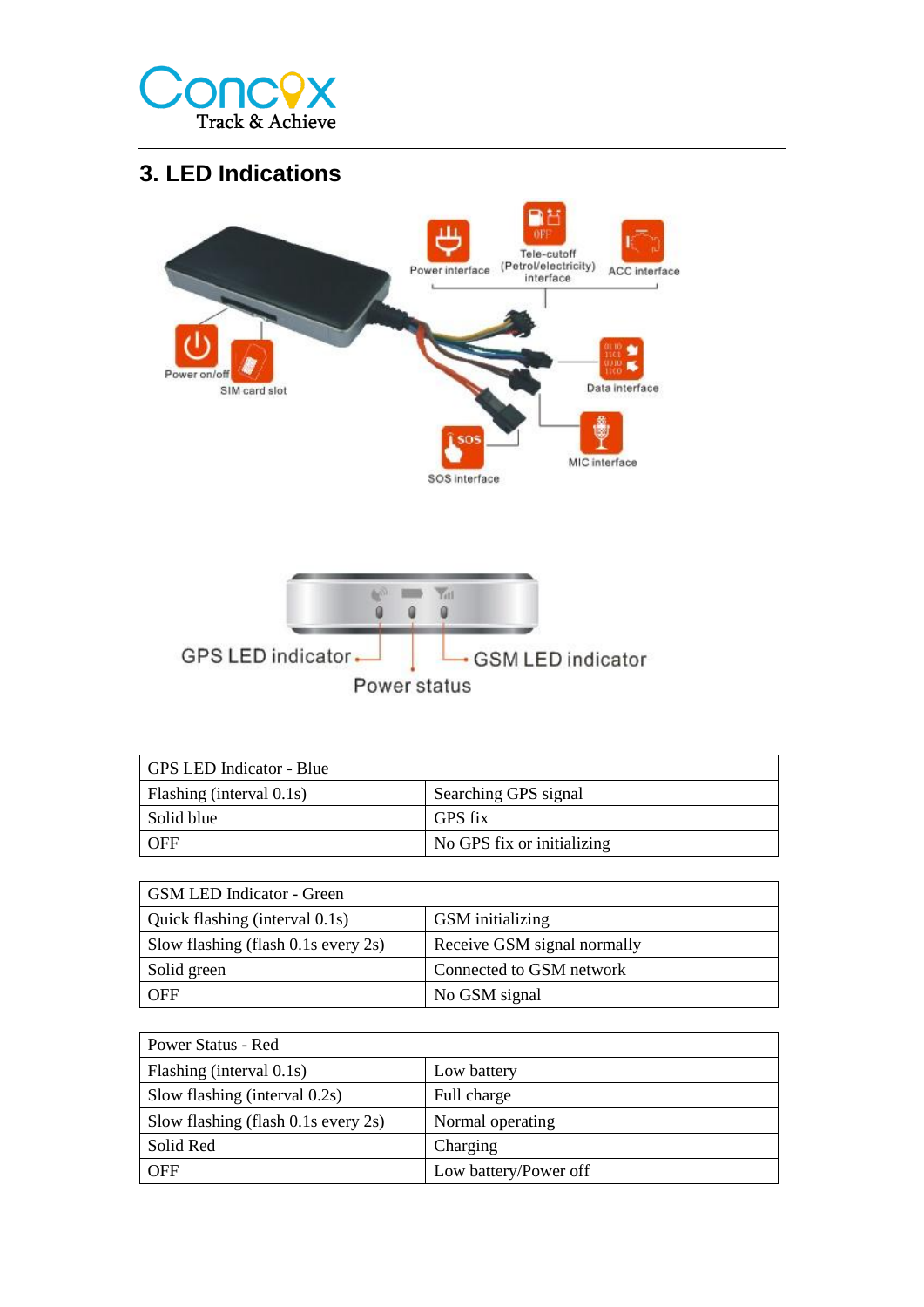# 3. LED Indications

| GPS LED Indicator - Blue | |
|---|---|
| Flashing (interval 0.1s) | Searching GPS signal |
| Solid blue | GPS fix |
| OFF | No GPS fix or initializing |

| GSM LED Indicator - Green | |
|---|---|
| Quick flashing (interval 0.1s) | GSM initializing |
| Slow flashing (flash 0.1s every 2s) | Receive GSM signal normally |
| Solid green | Connected to GSM network |
| OFF | No GSM signal |

| Power Status - Red | |
|---|---|
| Flashing (interval 0.1s) | Low battery |
| Slow flashing (interval 0.2s) | Full charge |
| Slow flashing (flash 0.1s every 2s) | Normal operating |
| Solid Red | Charging |
| OFF | Low battery/Power off |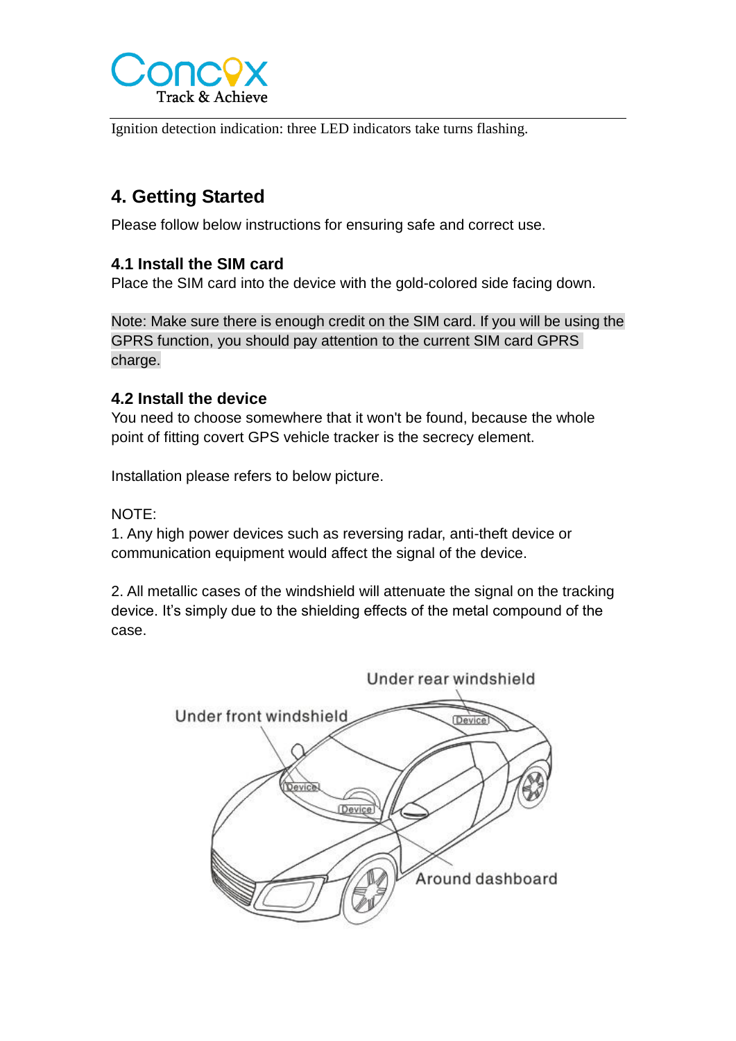Ignition detection indication: three LED indicators take turns flashing.

## 4. Getting Started

Please follow below instructions for ensuring safe and correct use.

### 4.1 Install the SIM card

Place the SIM card into the device with the gold-colored side facing down.

Note: Make sure there is enough credit on the SIM card. If you will be using the GPRS function, you should pay attention to the current SIM card GPRS charge.

### 4.2 Install the device

You need to choose somewhere that it won't be found, because the whole point of fitting covert GPS vehicle tracker is the secrecy element.

Installation please refers to below picture.

NOTE:

1. Any high power devices such as reversing radar, anti-theft device or communication equipment would affect the signal of the device.

2. All metallic cases of the windshield will attenuate the signal on the tracking device. It's simply due to the shielding effects of the metal compound of the case.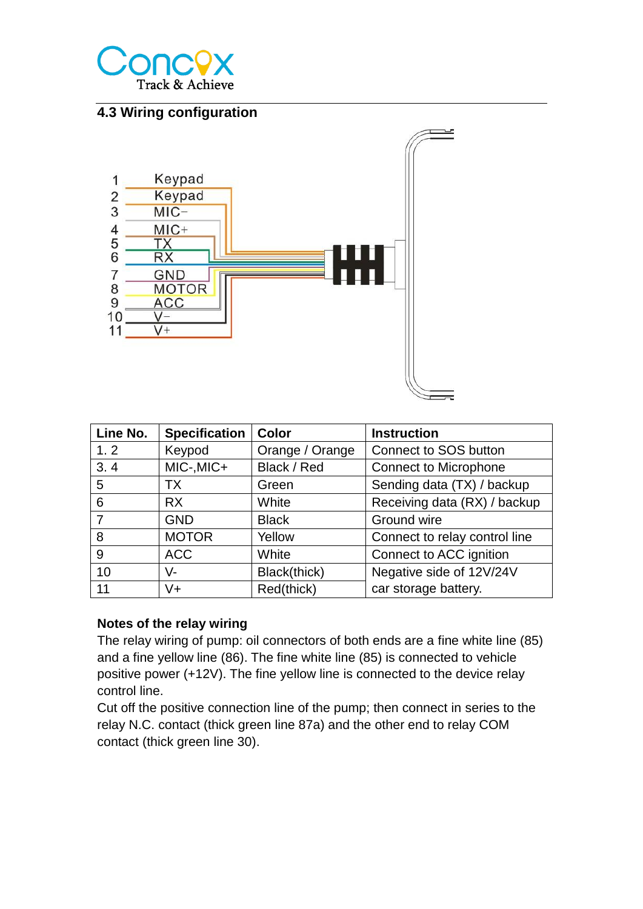## 4.3 Wiring configuration

| Line No. | Specification | Color | Instruction |
|---|---|---|---|
| 1. 2 | Keypod | Orange / Orange | Connect to SOS button |
| 3. 4 | MIC-,MIC+ | Black / Red | Connect to Microphone |
| 5 | TX | Green | Sending data (TX) / backup |
| 6 | RX | White | Receiving data (RX) / backup |
| 7 | GND | Black | Ground wire |
| 8 | MOTOR | Yellow | Connect to relay control line |
| 9 | ACC | White | Connect to ACC ignition |
| 10 | V- | Black(thick) | Negative side of 12V/24V car storage battery. |
| 11 | V+ | Red(thick) | |

**Notes of the relay wiring**

The relay wiring of pump: oil connectors of both ends are a fine white line (85) and a fine yellow line (86). The fine white line (85) is connected to vehicle positive power (+12V). The fine yellow line is connected to the device relay control line.

Cut off the positive connection line of the pump; then connect in series to the relay N.C. contact (thick green line 87a) and the other end to relay COM contact (thick green line 30).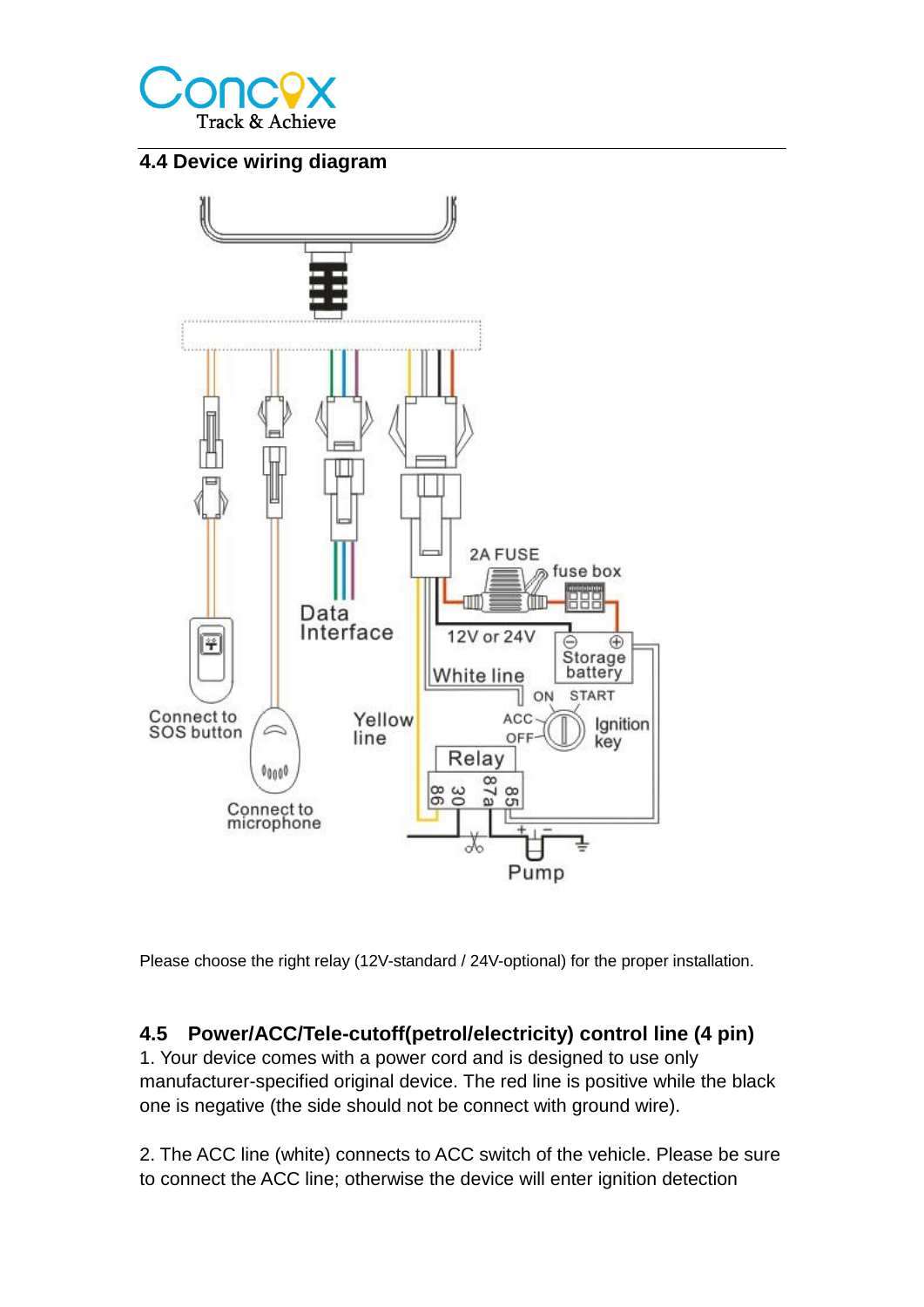## 4.4 Device wiring diagram

Please choose the right relay (12V-standard / 24V-optional) for the proper installation.

## 4.5 Power/ACC/Tele-cutoff(petrol/electricity) control line (4 pin)

1. Your device comes with a power cord and is designed to use only manufacturer-specified original device. The red line is positive while the black one is negative (the side should not be connect with ground wire).

2. The ACC line (white) connects to ACC switch of the vehicle. Please be sure to connect the ACC line; otherwise the device will enter ignition detection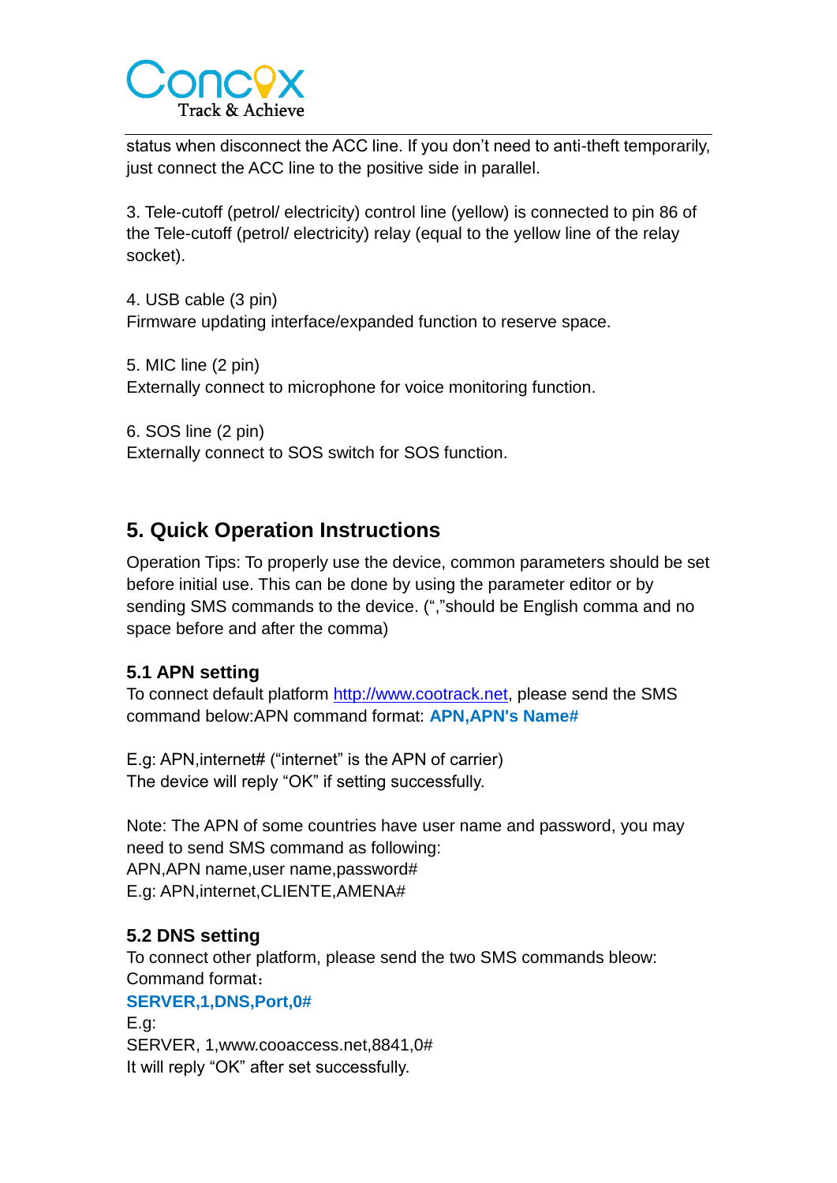status when disconnect the ACC line. If you don’t need to anti-theft temporarily, just connect the ACC line to the positive side in parallel.

3. Tele-cutoff (petrol/ electricity) control line (yellow) is connected to pin 86 of the Tele-cutoff (petrol/ electricity) relay (equal to the yellow line of the relay socket).

4. USB cable (3 pin)
Firmware updating interface/expanded function to reserve space.

5. MIC line (2 pin)
Externally connect to microphone for voice monitoring function.

6. SOS line (2 pin)
Externally connect to SOS switch for SOS function.

## 5. Quick Operation Instructions

Operation Tips: To properly use the device, common parameters should be set before initial use. This can be done by using the parameter editor or by sending SMS commands to the device. (“,”should be English comma and no space before and after the comma)

### 5.1 APN setting

To connect default platform http://www.cootrack.net, please send the SMS command below:APN command format: **APN,APN's Name#**

E.g: APN,internet# (“internet” is the APN of carrier)
The device will reply “OK” if setting successfully.

Note: The APN of some countries have user name and password, you may need to send SMS command as following:
APN,APN name,user name,password#
E.g: APN,internet,CLIENTE,AMENA#

### 5.2 DNS setting

To connect other platform, please send the two SMS commands bleow:
Command format：
**SERVER,1,DNS,Port,0#**
E.g:
SERVER, 1,www.cooaccess.net,8841,0#
It will reply “OK” after set successfully.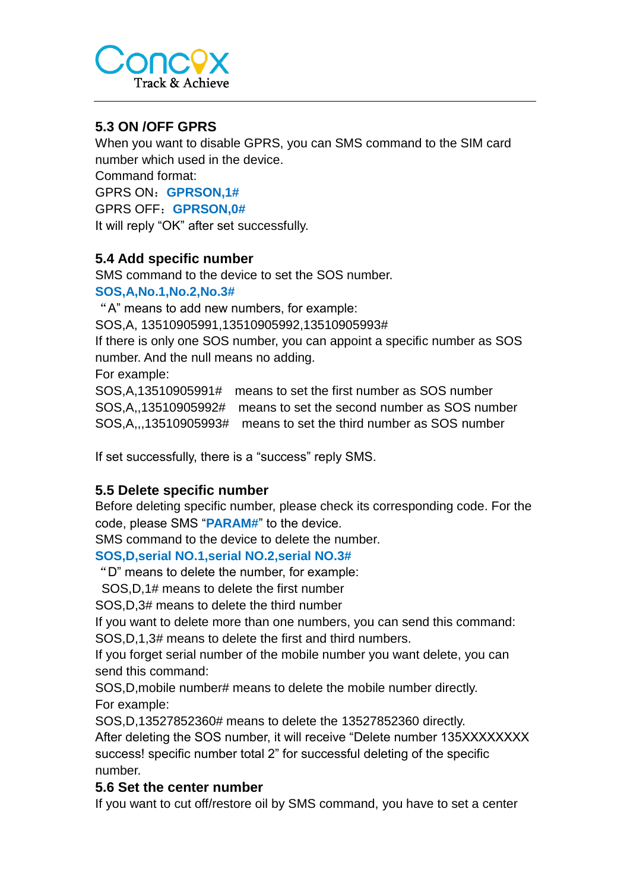## 5.3 ON /OFF GPRS

When you want to disable GPRS, you can SMS command to the SIM card number which used in the device.

Command format:

GPRS ON：**GPRSON,1#**

GPRS OFF：**GPRSON,0#**

It will reply "OK" after set successfully.

## 5.4 Add specific number

SMS command to the device to set the SOS number.

**SOS,A,No.1,No.2,No.3#**

"A" means to add new numbers, for example:

SOS,A, 13510905991,13510905992,13510905993#

If there is only one SOS number, you can appoint a specific number as SOS number. And the null means no adding.

For example:

SOS,A,13510905991#　means to set the first number as SOS number

SOS,A,,13510905992#　means to set the second number as SOS number

SOS,A,,,13510905993#　means to set the third number as SOS number

If set successfully, there is a "success" reply SMS.

## 5.5 Delete specific number

Before deleting specific number, please check its corresponding code. For the code, please SMS "**PARAM#**" to the device.

SMS command to the device to delete the number.

**SOS,D,serial NO.1,serial NO.2,serial NO.3#**

"D" means to delete the number, for example:

SOS,D,1# means to delete the first number

SOS,D,3# means to delete the third number

If you want to delete more than one numbers, you can send this command:

SOS,D,1,3# means to delete the first and third numbers.

If you forget serial number of the mobile number you want delete, you can send this command:

SOS,D,mobile number# means to delete the mobile number directly.

For example:

SOS,D,13527852360# means to delete the 13527852360 directly.

After deleting the SOS number, it will receive "Delete number 135XXXXXXXX success! specific number total 2" for successful deleting of the specific number.

## 5.6 Set the center number

If you want to cut off/restore oil by SMS command, you have to set a center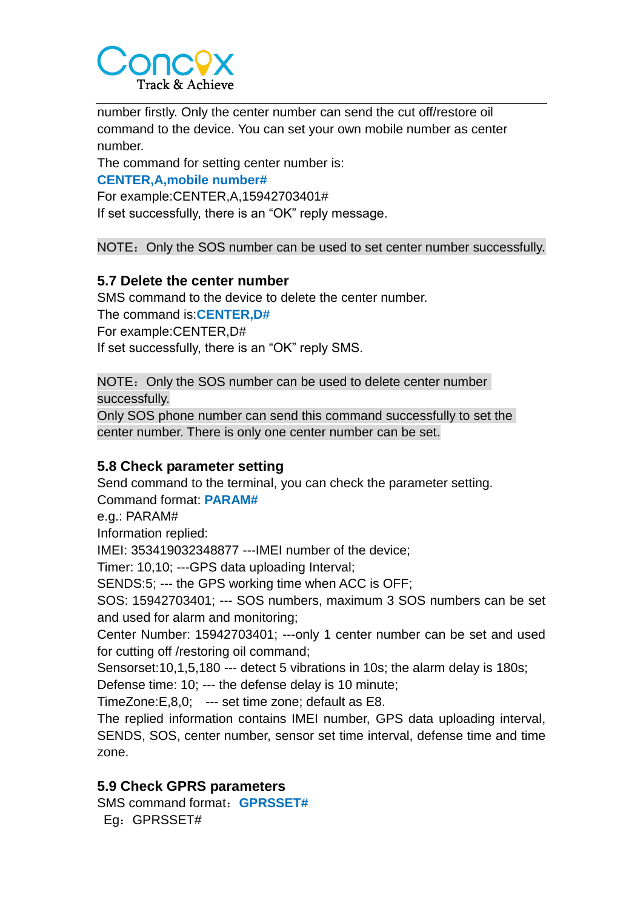number firstly. Only the center number can send the cut off/restore oil command to the device. You can set your own mobile number as center number.

The command for setting center number is:

**CENTER,A,mobile number#**

For example:CENTER,A,15942703401#

If set successfully, there is an "OK" reply message.

NOTE：Only the SOS number can be used to set center number successfully.

### 5.7 Delete the center number

SMS command to the device to delete the center number.

The command is:**CENTER,D#**

For example:CENTER,D#

If set successfully, there is an "OK" reply SMS.

NOTE：Only the SOS number can be used to delete center number successfully.

Only SOS phone number can send this command successfully to set the center number. There is only one center number can be set.

### 5.8 Check parameter setting

Send command to the terminal, you can check the parameter setting.

Command format: **PARAM#**

e.g.: PARAM#

Information replied:

IMEI: 353419032348877 ---IMEI number of the device;

Timer: 10,10; ---GPS data uploading Interval;

SENDS:5; --- the GPS working time when ACC is OFF;

SOS: 15942703401; --- SOS numbers, maximum 3 SOS numbers can be set and used for alarm and monitoring;

Center Number: 15942703401; ---only 1 center number can be set and used for cutting off /restoring oil command;

Sensorset:10,1,5,180 --- detect 5 vibrations in 10s; the alarm delay is 180s;

Defense time: 10; --- the defense delay is 10 minute;

TimeZone:E,8,0; --- set time zone; default as E8.

The replied information contains IMEI number, GPS data uploading interval, SENDS, SOS, center number, sensor set time interval, defense time and time zone.

### 5.9 Check GPRS parameters

SMS command format：**GPRSSET#**

Eg：GPRSSET#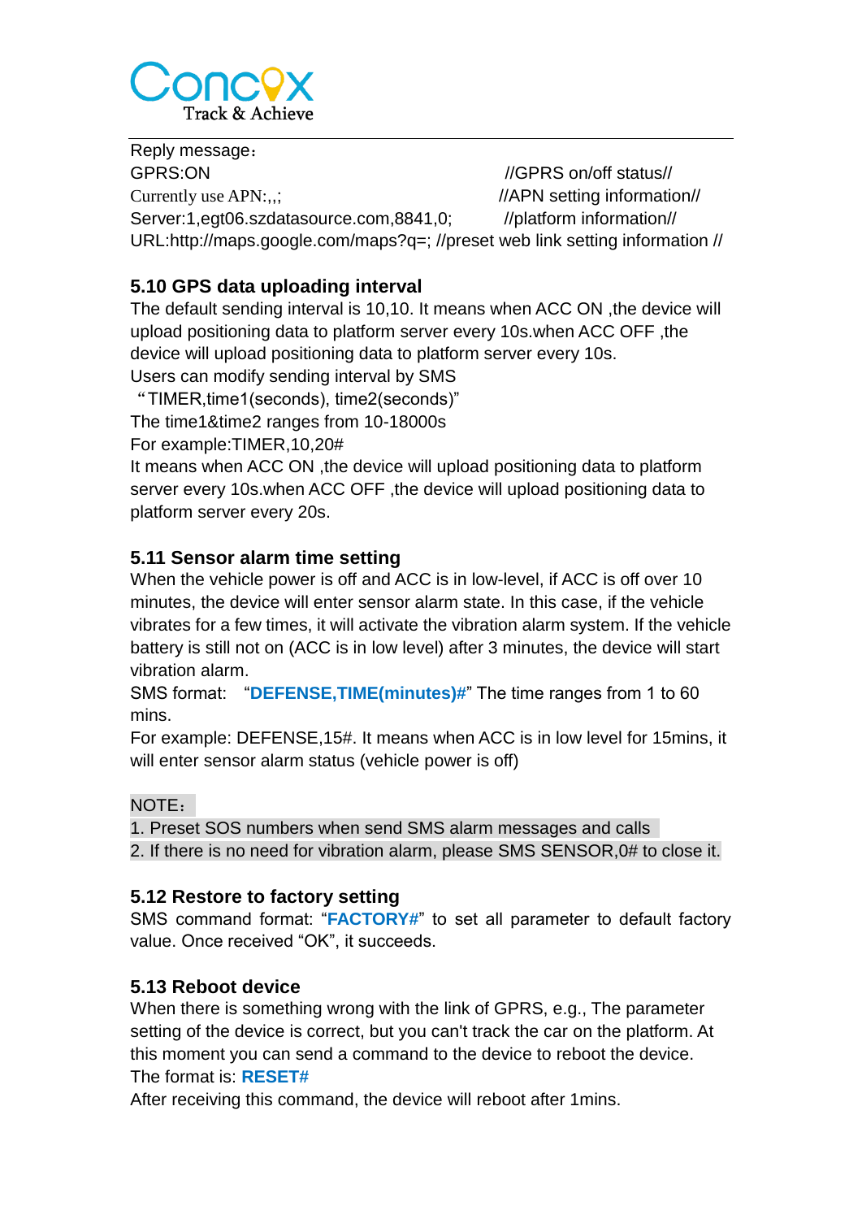Reply message：

GPRS:ON //GPRS on/off status//

Currently use APN:,,; //APN setting information//

Server:1,egt06.szdatasource.com,8841,0; //platform information//

URL:http://maps.google.com/maps?q=; //preset web link setting information //

### 5.10 GPS data uploading interval

The default sending interval is 10,10. It means when ACC ON ,the device will upload positioning data to platform server every 10s.when ACC OFF ,the device will upload positioning data to platform server every 10s.

Users can modify sending interval by SMS

"TIMER,time1(seconds), time2(seconds)"

The time1&time2 ranges from 10-18000s

For example:TIMER,10,20#

It means when ACC ON ,the device will upload positioning data to platform server every 10s.when ACC OFF ,the device will upload positioning data to platform server every 20s.

### 5.11 Sensor alarm time setting

When the vehicle power is off and ACC is in low-level, if ACC is off over 10 minutes, the device will enter sensor alarm state. In this case, if the vehicle vibrates for a few times, it will activate the vibration alarm system. If the vehicle battery is still not on (ACC is in low level) after 3 minutes, the device will start vibration alarm.

SMS format: "**DEFENSE,TIME(minutes)#**" The time ranges from 1 to 60 mins.

For example: DEFENSE,15#. It means when ACC is in low level for 15mins, it will enter sensor alarm status (vehicle power is off)

NOTE：

1. Preset SOS numbers when send SMS alarm messages and calls
2. If there is no need for vibration alarm, please SMS SENSOR,0# to close it.

### 5.12 Restore to factory setting

SMS command format: "**FACTORY#**" to set all parameter to default factory value. Once received "OK", it succeeds.

### 5.13 Reboot device

When there is something wrong with the link of GPRS, e.g., The parameter setting of the device is correct, but you can't track the car on the platform. At this moment you can send a command to the device to reboot the device.

The format is: **RESET#**

After receiving this command, the device will reboot after 1mins.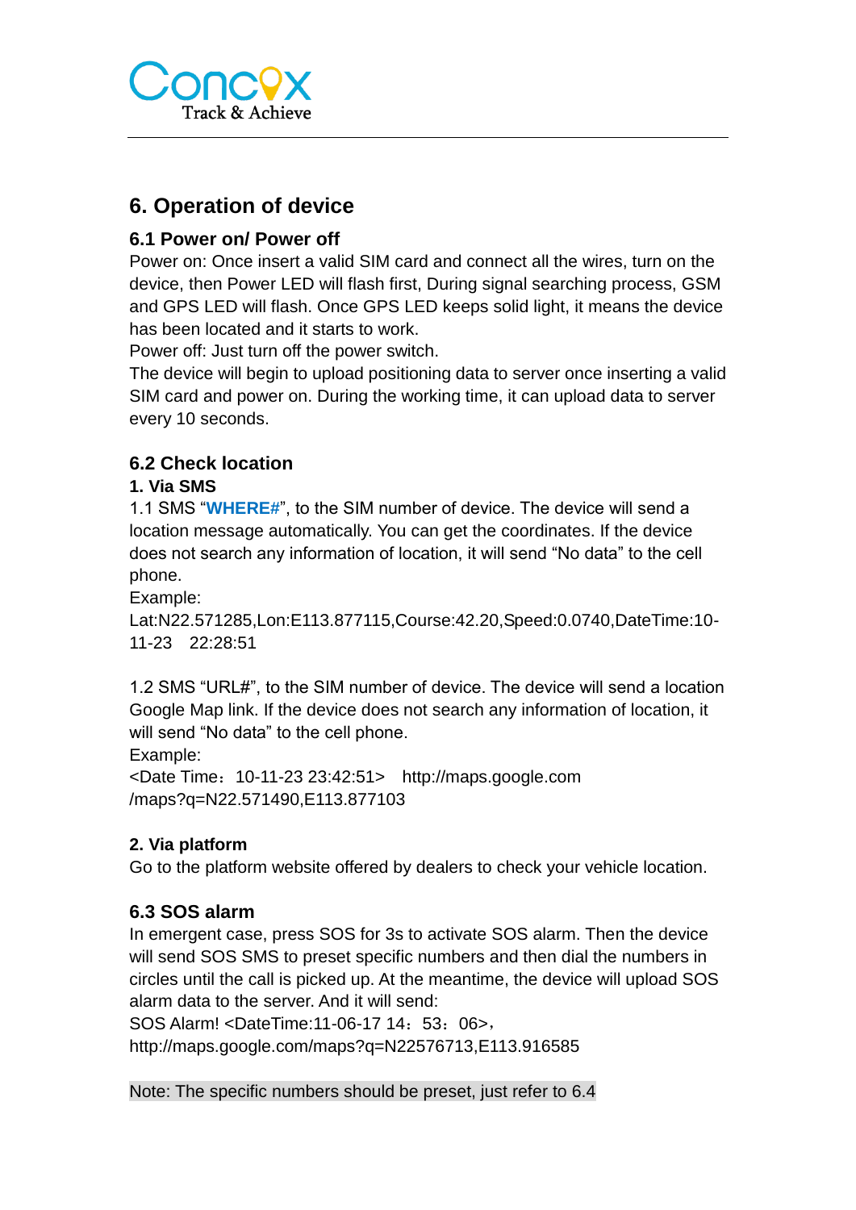# 6. Operation of device

## 6.1 Power on/ Power off

Power on: Once insert a valid SIM card and connect all the wires, turn on the device, then Power LED will flash first, During signal searching process, GSM and GPS LED will flash. Once GPS LED keeps solid light, it means the device has been located and it starts to work.

Power off: Just turn off the power switch.

The device will begin to upload positioning data to server once inserting a valid SIM card and power on. During the working time, it can upload data to server every 10 seconds.

## 6.2 Check location

### 1. Via SMS

1.1 SMS "**WHERE#**", to the SIM number of device. The device will send a location message automatically. You can get the coordinates. If the device does not search any information of location, it will send "No data" to the cell phone.

Example:

Lat:N22.571285,Lon:E113.877115,Course:42.20,Speed:0.0740,DateTime:10-11-23 22:28:51

1.2 SMS "URL#", to the SIM number of device. The device will send a location Google Map link. If the device does not search any information of location, it will send "No data" to the cell phone.

Example:

<Date Time：10-11-23 23:42:51> http://maps.google.com /maps?q=N22.571490,E113.877103

### 2. Via platform

Go to the platform website offered by dealers to check your vehicle location.

## 6.3 SOS alarm

In emergent case, press SOS for 3s to activate SOS alarm. Then the device will send SOS SMS to preset specific numbers and then dial the numbers in circles until the call is picked up. At the meantime, the device will upload SOS alarm data to the server. And it will send:

SOS Alarm! <DateTime:11-06-17 14：53：06>，
http://maps.google.com/maps?q=N22576713,E113.916585

Note: The specific numbers should be preset, just refer to 6.4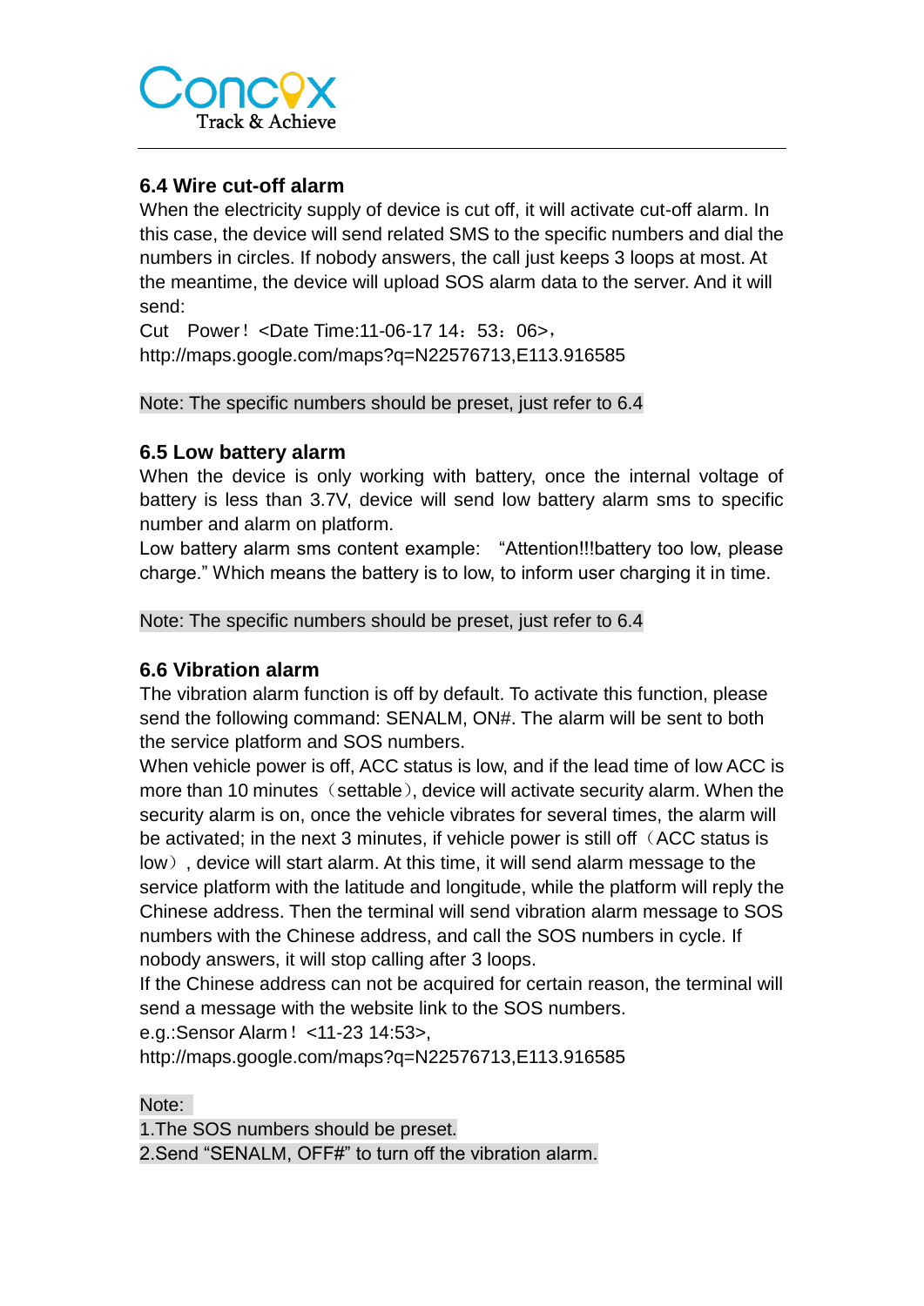## 6.4 Wire cut-off alarm

When the electricity supply of device is cut off, it will activate cut-off alarm. In this case, the device will send related SMS to the specific numbers and dial the numbers in circles. If nobody answers, the call just keeps 3 loops at most. At the meantime, the device will upload SOS alarm data to the server. And it will send:

Cut　Power！<Date Time:11-06-17 14：53：06>，
http://maps.google.com/maps?q=N22576713,E113.916585

Note: The specific numbers should be preset, just refer to 6.4

## 6.5 Low battery alarm

When the device is only working with battery, once the internal voltage of battery is less than 3.7V, device will send low battery alarm sms to specific number and alarm on platform.

Low battery alarm sms content example: “Attention!!!battery too low, please charge.” Which means the battery is to low, to inform user charging it in time.

Note: The specific numbers should be preset, just refer to 6.4

## 6.6 Vibration alarm

The vibration alarm function is off by default. To activate this function, please send the following command: SENALM, ON#. The alarm will be sent to both the service platform and SOS numbers.

When vehicle power is off, ACC status is low, and if the lead time of low ACC is more than 10 minutes（settable）, device will activate security alarm. When the security alarm is on, once the vehicle vibrates for several times, the alarm will be activated; in the next 3 minutes, if vehicle power is still off（ACC status is low）, device will start alarm. At this time, it will send alarm message to the service platform with the latitude and longitude, while the platform will reply the Chinese address. Then the terminal will send vibration alarm message to SOS numbers with the Chinese address, and call the SOS numbers in cycle. If nobody answers, it will stop calling after 3 loops.

If the Chinese address can not be acquired for certain reason, the terminal will send a message with the website link to the SOS numbers.

e.g.:Sensor Alarm！<11-23 14:53>,
http://maps.google.com/maps?q=N22576713,E113.916585

Note:
1.The SOS numbers should be preset.
2.Send “SENALM, OFF#” to turn off the vibration alarm.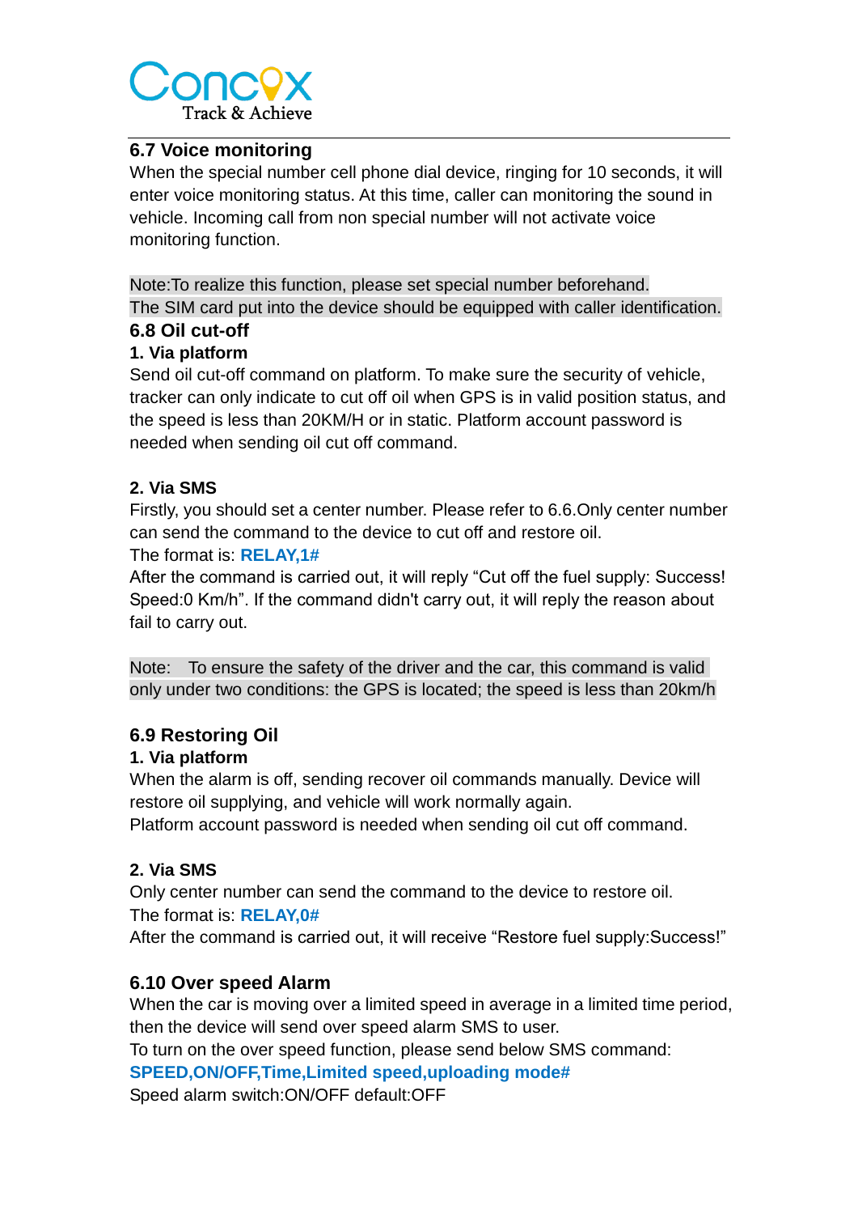## 6.7 Voice monitoring

When the special number cell phone dial device, ringing for 10 seconds, it will enter voice monitoring status. At this time, caller can monitoring the sound in vehicle. Incoming call from non special number will not activate voice monitoring function.

Note:To realize this function, please set special number beforehand.
The SIM card put into the device should be equipped with caller identification.

## 6.8 Oil cut-off

**1. Via platform**

Send oil cut-off command on platform. To make sure the security of vehicle, tracker can only indicate to cut off oil when GPS is in valid position status, and the speed is less than 20KM/H or in static. Platform account password is needed when sending oil cut off command.

**2. Via SMS**

Firstly, you should set a center number. Please refer to 6.6.Only center number can send the command to the device to cut off and restore oil.
The format is: **RELAY,1#**
After the command is carried out, it will reply "Cut off the fuel supply: Success! Speed:0 Km/h". If the command didn't carry out, it will reply the reason about fail to carry out.

Note: To ensure the safety of the driver and the car, this command is valid only under two conditions: the GPS is located; the speed is less than 20km/h

## 6.9 Restoring Oil

**1. Via platform**

When the alarm is off, sending recover oil commands manually. Device will restore oil supplying, and vehicle will work normally again.
Platform account password is needed when sending oil cut off command.

**2. Via SMS**

Only center number can send the command to the device to restore oil.
The format is: **RELAY,0#**
After the command is carried out, it will receive "Restore fuel supply:Success!"

## 6.10 Over speed Alarm

When the car is moving over a limited speed in average in a limited time period, then the device will send over speed alarm SMS to user.
To turn on the over speed function, please send below SMS command:
**SPEED,ON/OFF,Time,Limited speed,uploading mode#**
Speed alarm switch:ON/OFF default:OFF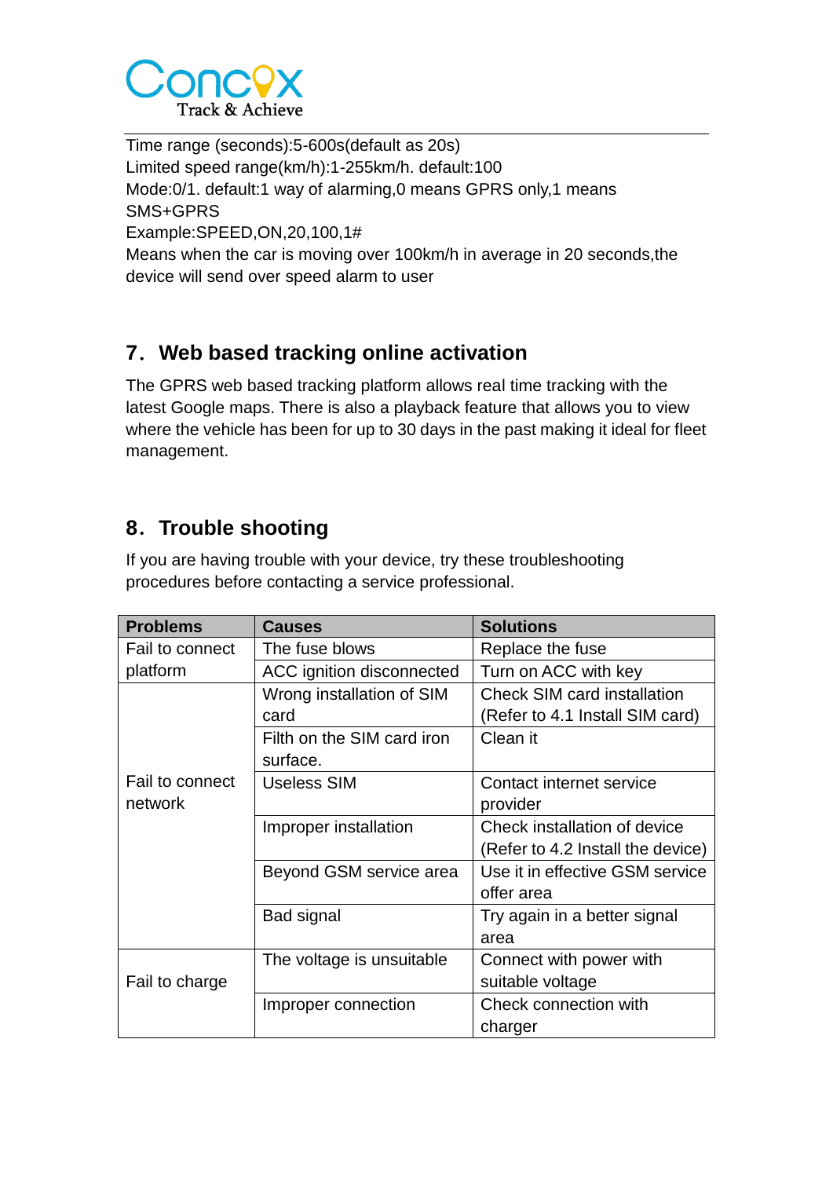Time range (seconds):5-600s(default as 20s)
Limited speed range(km/h):1-255km/h. default:100
Mode:0/1. default:1 way of alarming,0 means GPRS only,1 means SMS+GPRS
Example:SPEED,ON,20,100,1#
Means when the car is moving over 100km/h in average in 20 seconds,the device will send over speed alarm to user

## 7. Web based tracking online activation

The GPRS web based tracking platform allows real time tracking with the latest Google maps. There is also a playback feature that allows you to view where the vehicle has been for up to 30 days in the past making it ideal for fleet management.

## 8. Trouble shooting

If you are having trouble with your device, try these troubleshooting procedures before contacting a service professional.

| Problems | Causes | Solutions |
|---|---|---|
| Fail to connect platform | The fuse blows | Replace the fuse |
| | ACC ignition disconnected | Turn on ACC with key |
| Fail to connect network | Wrong installation of SIM card | Check SIM card installation (Refer to 4.1 Install SIM card) |
| | Filth on the SIM card iron surface. | Clean it |
| | Useless SIM | Contact internet service provider |
| | Improper installation | Check installation of device (Refer to 4.2 Install the device) |
| | Beyond GSM service area | Use it in effective GSM service offer area |
| | Bad signal | Try again in a better signal area |
| Fail to charge | The voltage is unsuitable | Connect with power with suitable voltage |
| | Improper connection | Check connection with charger |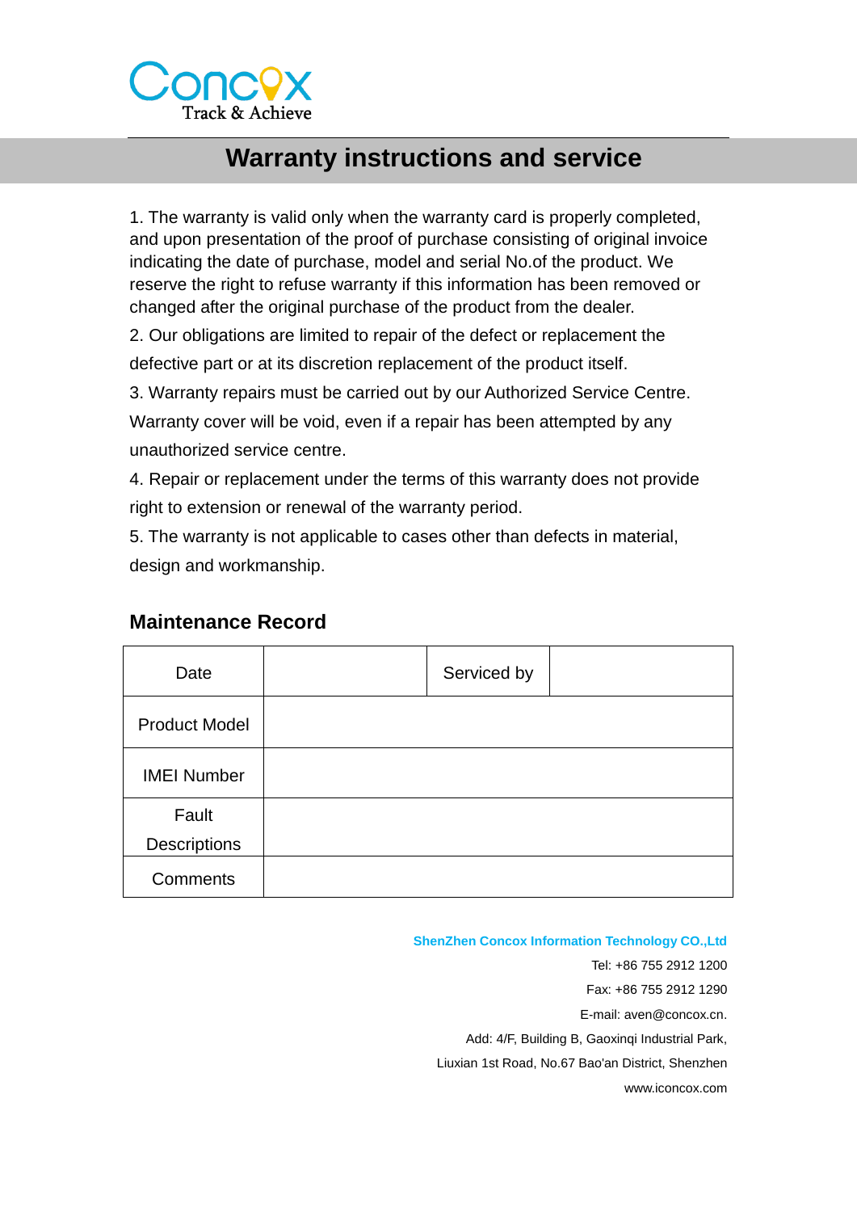Concox
Track & Achieve

# Warranty instructions and service

1. The warranty is valid only when the warranty card is properly completed, and upon presentation of the proof of purchase consisting of original invoice indicating the date of purchase, model and serial No.of the product. We reserve the right to refuse warranty if this information has been removed or changed after the original purchase of the product from the dealer.
2. Our obligations are limited to repair of the defect or replacement the defective part or at its discretion replacement of the product itself.
3. Warranty repairs must be carried out by our Authorized Service Centre. Warranty cover will be void, even if a repair has been attempted by any unauthorized service centre.
4. Repair or replacement under the terms of this warranty does not provide right to extension or renewal of the warranty period.
5. The warranty is not applicable to cases other than defects in material, design and workmanship.

## Maintenance Record

| | | | |
|---|---|---|---|
| Date | | Serviced by | |
| Product Model | | | |
| IMEI Number | | | |
| Fault Descriptions | | | |
| Comments | | | |

**ShenZhen Concox Information Technology CO.,Ltd**
Tel: +86 755 2912 1200
Fax: +86 755 2912 1290
E-mail: aven@concox.cn.
Add: 4/F, Building B, Gaoxinqi Industrial Park,
Liuxian 1st Road, No.67 Bao'an District, Shenzhen
www.iconcox.com